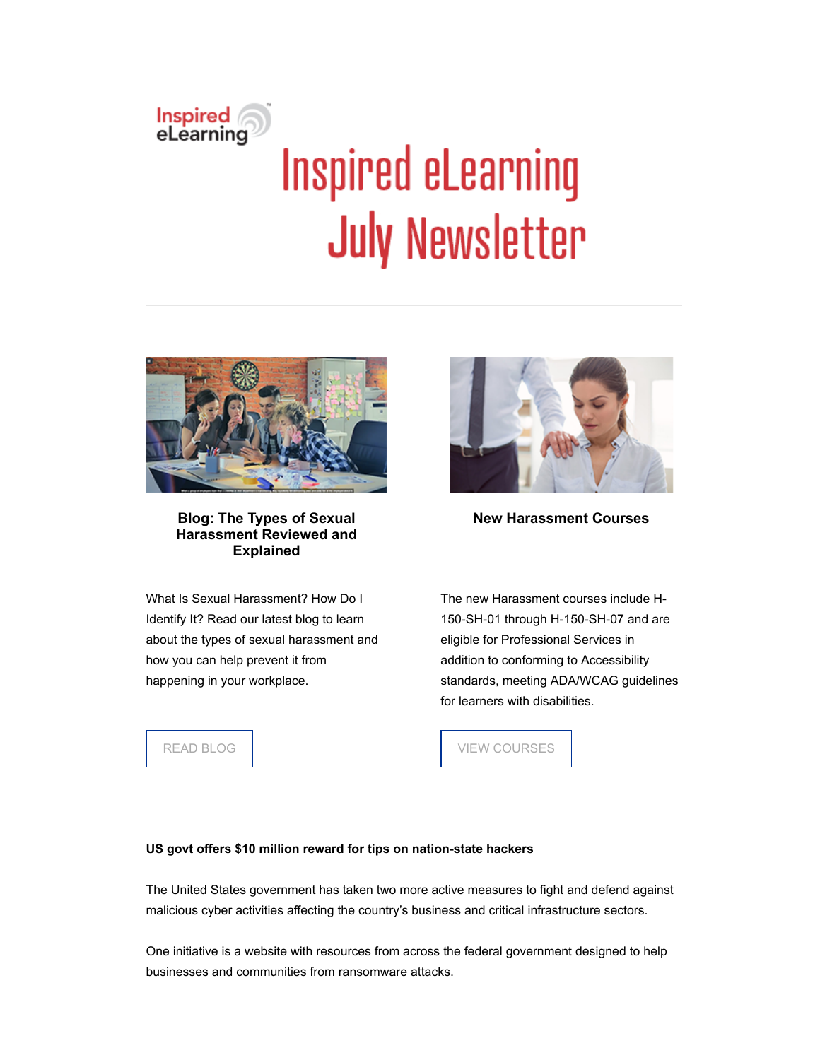# Inspired eLearning July Newsletter

### Blog: The Types of Sexual Harassment Reviewed and Explained

What Is Sexual Harassment? How Do I Identify It? Read our latest blog to learn about the types of sexual harassment and how you can help prevent it from happening in your workplace.

READ BLOG

### New Harassment Courses

The new Harassment courses include H-150-SH-01 through H-150-SH-07 and are eligible for Professional Services in addition to conforming to Accessibility standards, meeting ADA/WCAG guidelines for learners with disabilities.

VIEW COURSES

**US govt offers $10 million reward for tips on nation-state hackers**

The United States government has taken two more active measures to fight and defend against malicious cyber activities affecting the country's business and critical infrastructure sectors.

One initiative is a website with resources from across the federal government designed to help businesses and communities from ransomware attacks.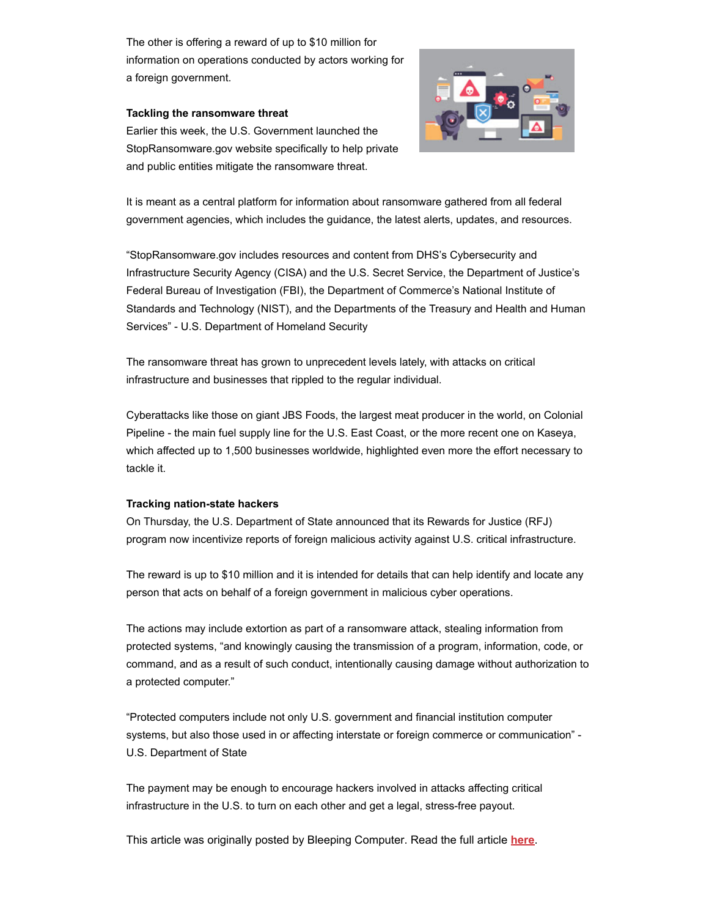The other is offering a reward of up to $10 million for information on operations conducted by actors working for a foreign government.

**Tackling the ransomware threat**

Earlier this week, the U.S. Government launched the StopRansomware.gov website specifically to help private and public entities mitigate the ransomware threat.

It is meant as a central platform for information about ransomware gathered from all federal government agencies, which includes the guidance, the latest alerts, updates, and resources.

“StopRansomware.gov includes resources and content from DHS’s Cybersecurity and Infrastructure Security Agency (CISA) and the U.S. Secret Service, the Department of Justice’s Federal Bureau of Investigation (FBI), the Department of Commerce’s National Institute of Standards and Technology (NIST), and the Departments of the Treasury and Health and Human Services” - U.S. Department of Homeland Security

The ransomware threat has grown to unprecedent levels lately, with attacks on critical infrastructure and businesses that rippled to the regular individual.

Cyberattacks like those on giant JBS Foods, the largest meat producer in the world, on Colonial Pipeline - the main fuel supply line for the U.S. East Coast, or the more recent one on Kaseya, which affected up to 1,500 businesses worldwide, highlighted even more the effort necessary to tackle it.

**Tracking nation-state hackers**

On Thursday, the U.S. Department of State announced that its Rewards for Justice (RFJ) program now incentivize reports of foreign malicious activity against U.S. critical infrastructure.

The reward is up to $10 million and it is intended for details that can help identify and locate any person that acts on behalf of a foreign government in malicious cyber operations.

The actions may include extortion as part of a ransomware attack, stealing information from protected systems, “and knowingly causing the transmission of a program, information, code, or command, and as a result of such conduct, intentionally causing damage without authorization to a protected computer.”

“Protected computers include not only U.S. government and financial institution computer systems, but also those used in or affecting interstate or foreign commerce or communication” - U.S. Department of State

The payment may be enough to encourage hackers involved in attacks affecting critical infrastructure in the U.S. to turn on each other and get a legal, stress-free payout.

This article was originally posted by Bleeping Computer. Read the full article **here**.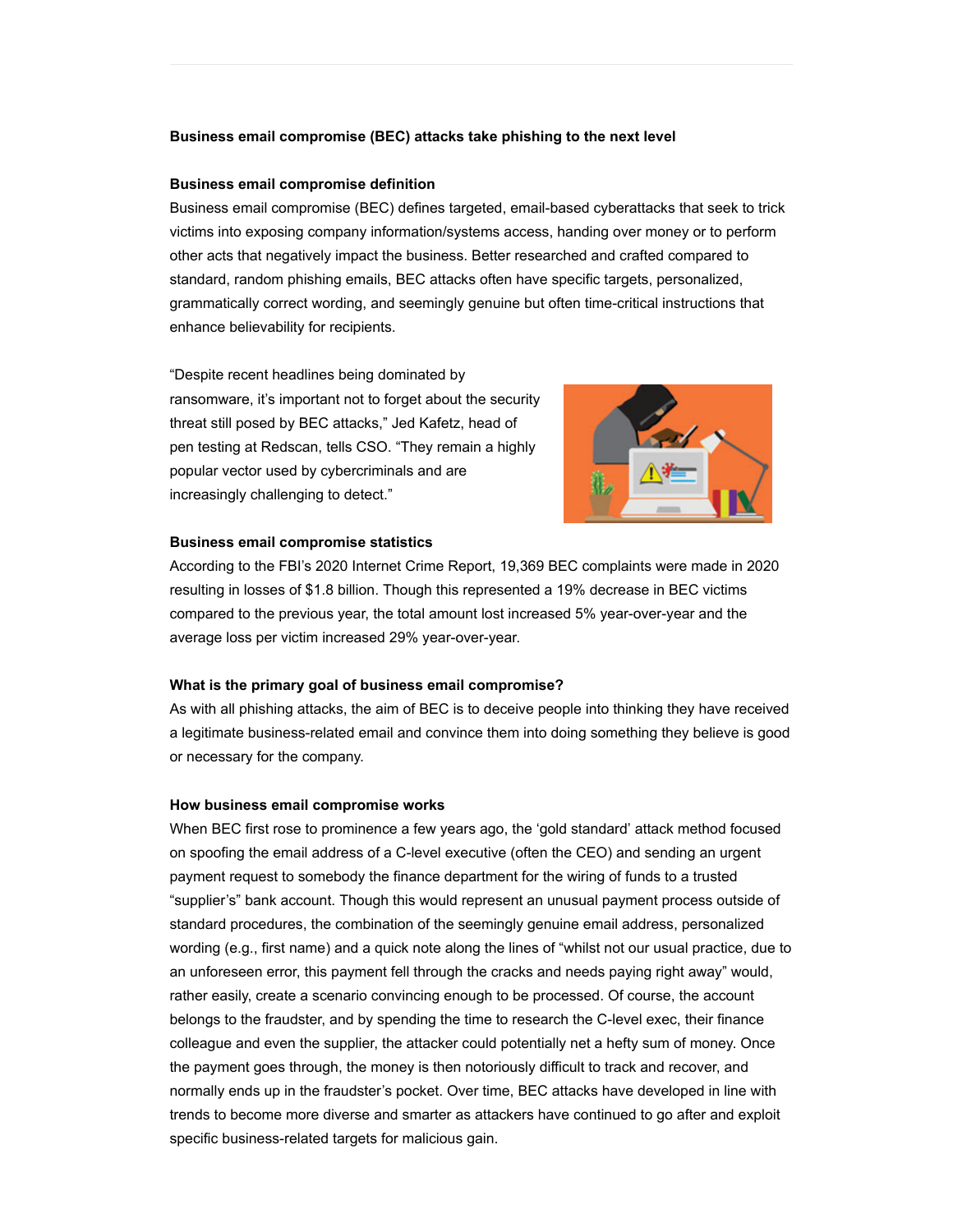**Business email compromise (BEC) attacks take phishing to the next level**

**Business email compromise definition**

Business email compromise (BEC) defines targeted, email-based cyberattacks that seek to trick victims into exposing company information/systems access, handing over money or to perform other acts that negatively impact the business. Better researched and crafted compared to standard, random phishing emails, BEC attacks often have specific targets, personalized, grammatically correct wording, and seemingly genuine but often time-critical instructions that enhance believability for recipients.

"Despite recent headlines being dominated by ransomware, it's important not to forget about the security threat still posed by BEC attacks," Jed Kafetz, head of pen testing at Redscan, tells CSO. "They remain a highly popular vector used by cybercriminals and are increasingly challenging to detect."

**Business email compromise statistics**

According to the FBI's 2020 Internet Crime Report, 19,369 BEC complaints were made in 2020 resulting in losses of $1.8 billion. Though this represented a 19% decrease in BEC victims compared to the previous year, the total amount lost increased 5% year-over-year and the average loss per victim increased 29% year-over-year.

**What is the primary goal of business email compromise?**

As with all phishing attacks, the aim of BEC is to deceive people into thinking they have received a legitimate business-related email and convince them into doing something they believe is good or necessary for the company.

**How business email compromise works**

When BEC first rose to prominence a few years ago, the 'gold standard' attack method focused on spoofing the email address of a C-level executive (often the CEO) and sending an urgent payment request to somebody the finance department for the wiring of funds to a trusted "supplier's" bank account. Though this would represent an unusual payment process outside of standard procedures, the combination of the seemingly genuine email address, personalized wording (e.g., first name) and a quick note along the lines of "whilst not our usual practice, due to an unforeseen error, this payment fell through the cracks and needs paying right away" would, rather easily, create a scenario convincing enough to be processed. Of course, the account belongs to the fraudster, and by spending the time to research the C-level exec, their finance colleague and even the supplier, the attacker could potentially net a hefty sum of money. Once the payment goes through, the money is then notoriously difficult to track and recover, and normally ends up in the fraudster's pocket. Over time, BEC attacks have developed in line with trends to become more diverse and smarter as attackers have continued to go after and exploit specific business-related targets for malicious gain.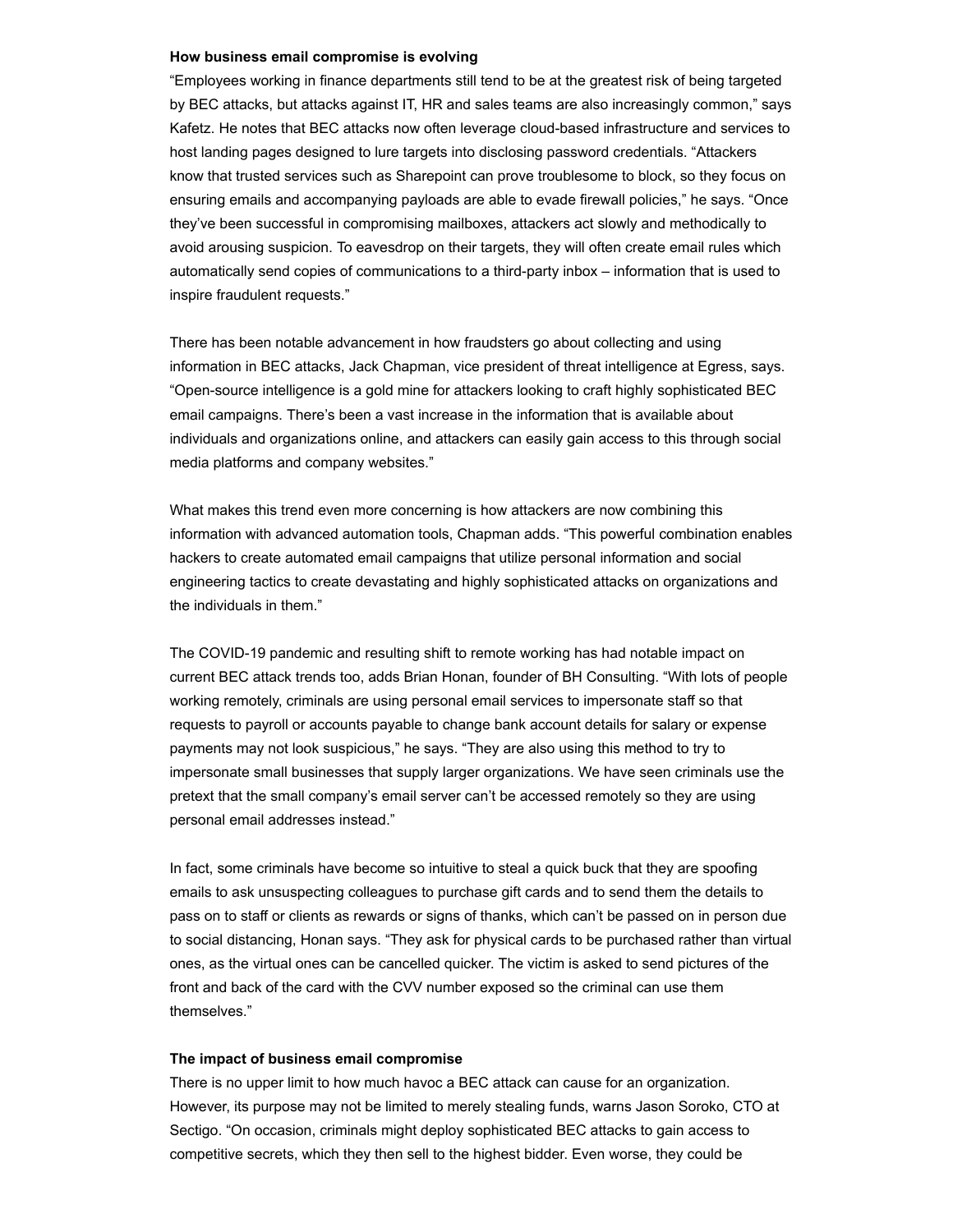**How business email compromise is evolving**

"Employees working in finance departments still tend to be at the greatest risk of being targeted by BEC attacks, but attacks against IT, HR and sales teams are also increasingly common," says Kafetz. He notes that BEC attacks now often leverage cloud-based infrastructure and services to host landing pages designed to lure targets into disclosing password credentials. "Attackers know that trusted services such as Sharepoint can prove troublesome to block, so they focus on ensuring emails and accompanying payloads are able to evade firewall policies," he says. "Once they've been successful in compromising mailboxes, attackers act slowly and methodically to avoid arousing suspicion. To eavesdrop on their targets, they will often create email rules which automatically send copies of communications to a third-party inbox – information that is used to inspire fraudulent requests."

There has been notable advancement in how fraudsters go about collecting and using information in BEC attacks, Jack Chapman, vice president of threat intelligence at Egress, says. "Open-source intelligence is a gold mine for attackers looking to craft highly sophisticated BEC email campaigns. There's been a vast increase in the information that is available about individuals and organizations online, and attackers can easily gain access to this through social media platforms and company websites."

What makes this trend even more concerning is how attackers are now combining this information with advanced automation tools, Chapman adds. "This powerful combination enables hackers to create automated email campaigns that utilize personal information and social engineering tactics to create devastating and highly sophisticated attacks on organizations and the individuals in them."

The COVID-19 pandemic and resulting shift to remote working has had notable impact on current BEC attack trends too, adds Brian Honan, founder of BH Consulting. "With lots of people working remotely, criminals are using personal email services to impersonate staff so that requests to payroll or accounts payable to change bank account details for salary or expense payments may not look suspicious," he says. "They are also using this method to try to impersonate small businesses that supply larger organizations. We have seen criminals use the pretext that the small company's email server can't be accessed remotely so they are using personal email addresses instead."

In fact, some criminals have become so intuitive to steal a quick buck that they are spoofing emails to ask unsuspecting colleagues to purchase gift cards and to send them the details to pass on to staff or clients as rewards or signs of thanks, which can't be passed on in person due to social distancing, Honan says. "They ask for physical cards to be purchased rather than virtual ones, as the virtual ones can be cancelled quicker. The victim is asked to send pictures of the front and back of the card with the CVV number exposed so the criminal can use them themselves."

**The impact of business email compromise**

There is no upper limit to how much havoc a BEC attack can cause for an organization. However, its purpose may not be limited to merely stealing funds, warns Jason Soroko, CTO at Sectigo. "On occasion, criminals might deploy sophisticated BEC attacks to gain access to competitive secrets, which they then sell to the highest bidder. Even worse, they could be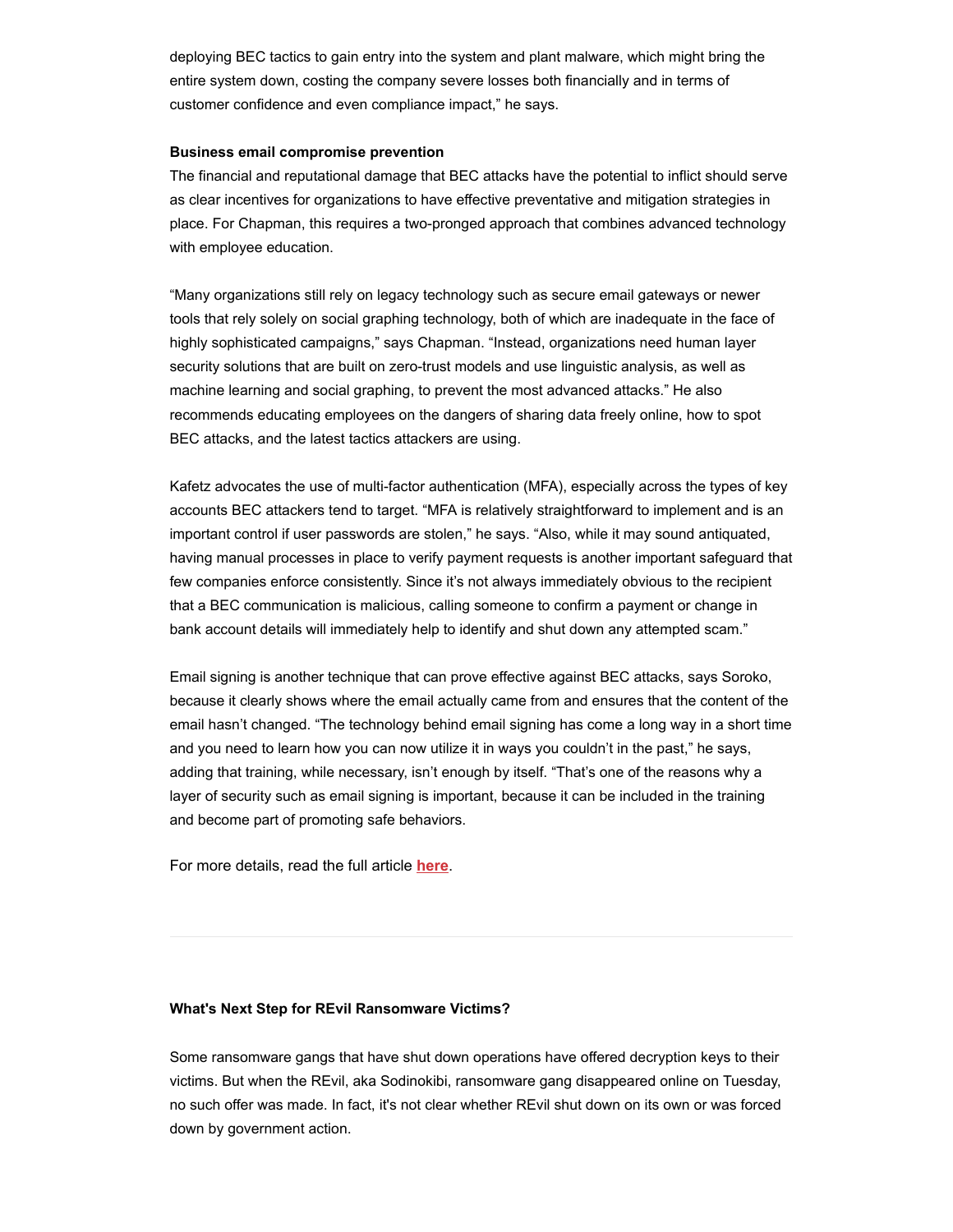deploying BEC tactics to gain entry into the system and plant malware, which might bring the entire system down, costing the company severe losses both financially and in terms of customer confidence and even compliance impact," he says.

**Business email compromise prevention**

The financial and reputational damage that BEC attacks have the potential to inflict should serve as clear incentives for organizations to have effective preventative and mitigation strategies in place. For Chapman, this requires a two-pronged approach that combines advanced technology with employee education.

"Many organizations still rely on legacy technology such as secure email gateways or newer tools that rely solely on social graphing technology, both of which are inadequate in the face of highly sophisticated campaigns," says Chapman. "Instead, organizations need human layer security solutions that are built on zero-trust models and use linguistic analysis, as well as machine learning and social graphing, to prevent the most advanced attacks." He also recommends educating employees on the dangers of sharing data freely online, how to spot BEC attacks, and the latest tactics attackers are using.

Kafetz advocates the use of multi-factor authentication (MFA), especially across the types of key accounts BEC attackers tend to target. "MFA is relatively straightforward to implement and is an important control if user passwords are stolen," he says. "Also, while it may sound antiquated, having manual processes in place to verify payment requests is another important safeguard that few companies enforce consistently. Since it's not always immediately obvious to the recipient that a BEC communication is malicious, calling someone to confirm a payment or change in bank account details will immediately help to identify and shut down any attempted scam."

Email signing is another technique that can prove effective against BEC attacks, says Soroko, because it clearly shows where the email actually came from and ensures that the content of the email hasn't changed. "The technology behind email signing has come a long way in a short time and you need to learn how you can now utilize it in ways you couldn't in the past," he says, adding that training, while necessary, isn't enough by itself. "That's one of the reasons why a layer of security such as email signing is important, because it can be included in the training and become part of promoting safe behaviors.

For more details, read the full article **here**.

---

**What's Next Step for REvil Ransomware Victims?**

Some ransomware gangs that have shut down operations have offered decryption keys to their victims. But when the REvil, aka Sodinokibi, ransomware gang disappeared online on Tuesday, no such offer was made. In fact, it's not clear whether REvil shut down on its own or was forced down by government action.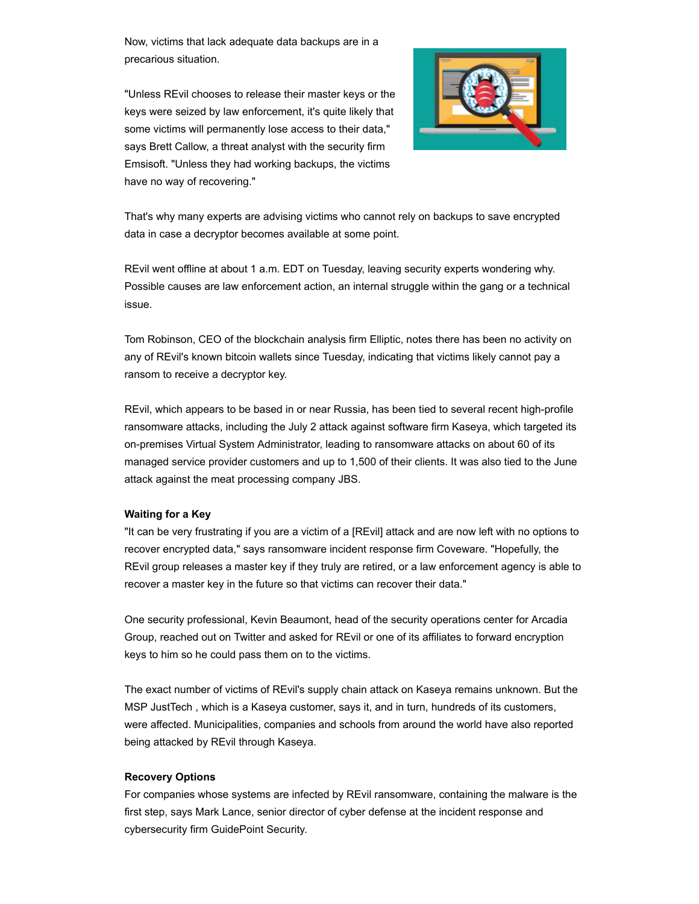Now, victims that lack adequate data backups are in a precarious situation.

"Unless REvil chooses to release their master keys or the keys were seized by law enforcement, it's quite likely that some victims will permanently lose access to their data," says Brett Callow, a threat analyst with the security firm Emsisoft. "Unless they had working backups, the victims have no way of recovering."

That's why many experts are advising victims who cannot rely on backups to save encrypted data in case a decryptor becomes available at some point.

REvil went offline at about 1 a.m. EDT on Tuesday, leaving security experts wondering why. Possible causes are law enforcement action, an internal struggle within the gang or a technical issue.

Tom Robinson, CEO of the blockchain analysis firm Elliptic, notes there has been no activity on any of REvil's known bitcoin wallets since Tuesday, indicating that victims likely cannot pay a ransom to receive a decryptor key.

REvil, which appears to be based in or near Russia, has been tied to several recent high-profile ransomware attacks, including the July 2 attack against software firm Kaseya, which targeted its on-premises Virtual System Administrator, leading to ransomware attacks on about 60 of its managed service provider customers and up to 1,500 of their clients. It was also tied to the June attack against the meat processing company JBS.

**Waiting for a Key**

"It can be very frustrating if you are a victim of a [REvil] attack and are now left with no options to recover encrypted data," says ransomware incident response firm Coveware. "Hopefully, the REvil group releases a master key if they truly are retired, or a law enforcement agency is able to recover a master key in the future so that victims can recover their data."

One security professional, Kevin Beaumont, head of the security operations center for Arcadia Group, reached out on Twitter and asked for REvil or one of its affiliates to forward encryption keys to him so he could pass them on to the victims.

The exact number of victims of REvil's supply chain attack on Kaseya remains unknown. But the MSP JustTech , which is a Kaseya customer, says it, and in turn, hundreds of its customers, were affected. Municipalities, companies and schools from around the world have also reported being attacked by REvil through Kaseya.

**Recovery Options**

For companies whose systems are infected by REvil ransomware, containing the malware is the first step, says Mark Lance, senior director of cyber defense at the incident response and cybersecurity firm GuidePoint Security.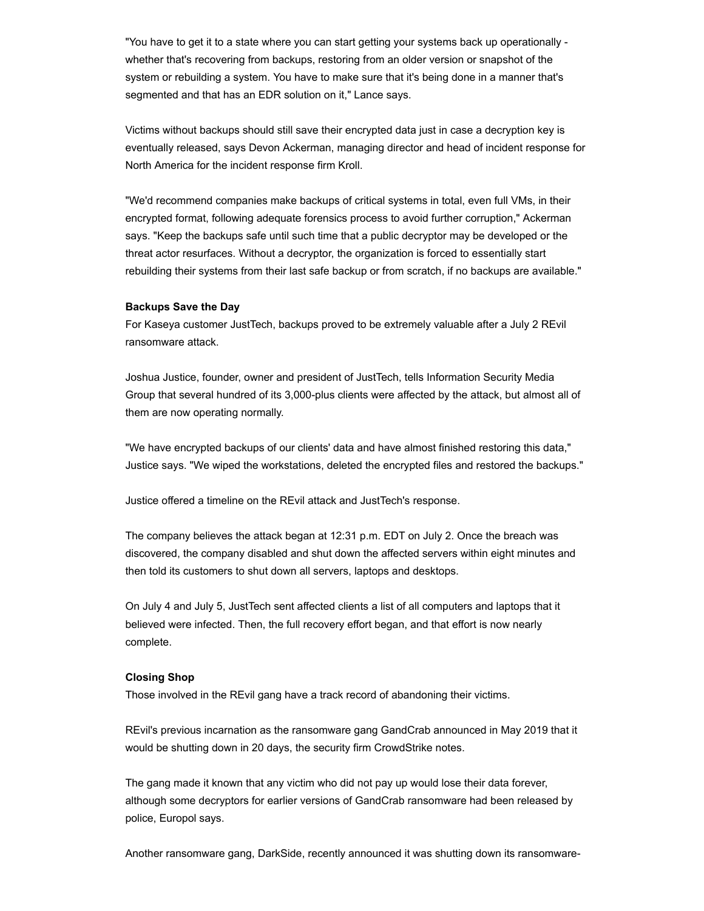"You have to get it to a state where you can start getting your systems back up operationally - whether that's recovering from backups, restoring from an older version or snapshot of the system or rebuilding a system. You have to make sure that it's being done in a manner that's segmented and that has an EDR solution on it," Lance says.

Victims without backups should still save their encrypted data just in case a decryption key is eventually released, says Devon Ackerman, managing director and head of incident response for North America for the incident response firm Kroll.

"We'd recommend companies make backups of critical systems in total, even full VMs, in their encrypted format, following adequate forensics process to avoid further corruption," Ackerman says. "Keep the backups safe until such time that a public decryptor may be developed or the threat actor resurfaces. Without a decryptor, the organization is forced to essentially start rebuilding their systems from their last safe backup or from scratch, if no backups are available."

**Backups Save the Day**

For Kaseya customer JustTech, backups proved to be extremely valuable after a July 2 REvil ransomware attack.

Joshua Justice, founder, owner and president of JustTech, tells Information Security Media Group that several hundred of its 3,000-plus clients were affected by the attack, but almost all of them are now operating normally.

"We have encrypted backups of our clients' data and have almost finished restoring this data," Justice says. "We wiped the workstations, deleted the encrypted files and restored the backups."

Justice offered a timeline on the REvil attack and JustTech's response.

The company believes the attack began at 12:31 p.m. EDT on July 2. Once the breach was discovered, the company disabled and shut down the affected servers within eight minutes and then told its customers to shut down all servers, laptops and desktops.

On July 4 and July 5, JustTech sent affected clients a list of all computers and laptops that it believed were infected. Then, the full recovery effort began, and that effort is now nearly complete.

**Closing Shop**

Those involved in the REvil gang have a track record of abandoning their victims.

REvil's previous incarnation as the ransomware gang GandCrab announced in May 2019 that it would be shutting down in 20 days, the security firm CrowdStrike notes.

The gang made it known that any victim who did not pay up would lose their data forever, although some decryptors for earlier versions of GandCrab ransomware had been released by police, Europol says.

Another ransomware gang, DarkSide, recently announced it was shutting down its ransomware-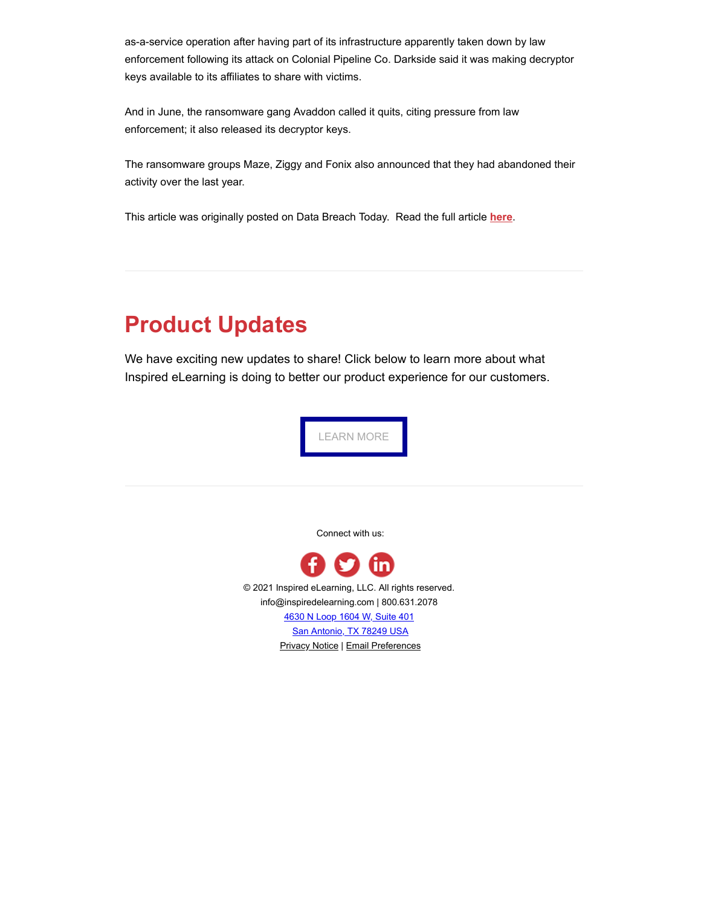as-a-service operation after having part of its infrastructure apparently taken down by law enforcement following its attack on Colonial Pipeline Co. Darkside said it was making decryptor keys available to its affiliates to share with victims.

And in June, the ransomware gang Avaddon called it quits, citing pressure from law enforcement; it also released its decryptor keys.

The ransomware groups Maze, Ziggy and Fonix also announced that they had abandoned their activity over the last year.

This article was originally posted on Data Breach Today. Read the full article **here**.

---

## Product Updates

We have exciting new updates to share! Click below to learn more about what Inspired eLearning is doing to better our product experience for our customers.

LEARN MORE

---

Connect with us:

© 2021 Inspired eLearning, LLC. All rights reserved.
info@inspiredelearning.com | 800.631.2078
4630 N Loop 1604 W, Suite 401
San Antonio, TX 78249 USA
Privacy Notice | Email Preferences